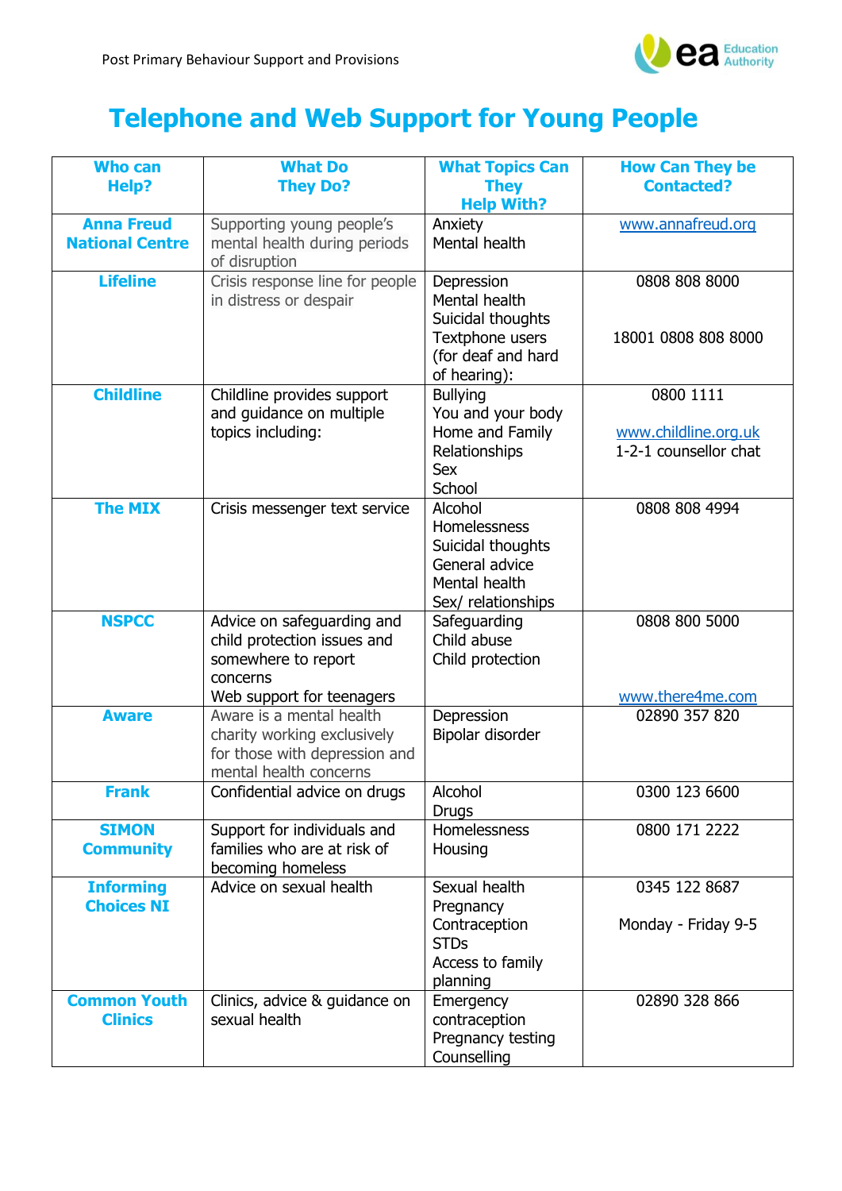# Telephone and Web Support for Young People

| Who can Help? | What Do They Do? | What Topics Can They Help With? | How Can They be Contacted? |
|---|---|---|---|
| **Anna Freud National Centre** | Supporting young people's mental health during periods of disruption | Anxiety<br>Mental health | www.annafreud.org |
| **Lifeline** | Crisis response line for people in distress or despair | Depression<br>Mental health<br>Suicidal thoughts<br>Textphone users (for deaf and hard of hearing): | 0808 808 8000<br><br>18001 0808 808 8000 |
| **Childline** | Childline provides support and guidance on multiple topics including: | Bullying<br>You and your body<br>Home and Family<br>Relationships<br>Sex<br>School | 0800 1111<br><br>www.childline.org.uk<br>1-2-1 counsellor chat |
| **The MIX** | Crisis messenger text service | Alcohol<br>Homelessness<br>Suicidal thoughts<br>General advice<br>Mental health<br>Sex/ relationships | 0808 808 4994 |
| **NSPCC** | Advice on safeguarding and child protection issues and somewhere to report concerns<br>Web support for teenagers | Safeguarding<br>Child abuse<br>Child protection | 0808 800 5000<br><br>www.there4me.com |
| **Aware** | Aware is a mental health charity working exclusively for those with depression and mental health concerns | Depression<br>Bipolar disorder | 02890 357 820 |
| **Frank** | Confidential advice on drugs | Alcohol<br>Drugs | 0300 123 6600 |
| **SIMON Community** | Support for individuals and families who are at risk of becoming homeless | Homelessness<br>Housing | 0800 171 2222 |
| **Informing Choices NI** | Advice on sexual health | Sexual health<br>Pregnancy<br>Contraception<br>STDs<br>Access to family planning | 0345 122 8687<br><br>Monday - Friday 9-5 |
| **Common Youth Clinics** | Clinics, advice & guidance on sexual health | Emergency contraception<br>Pregnancy testing<br>Counselling | 02890 328 866 |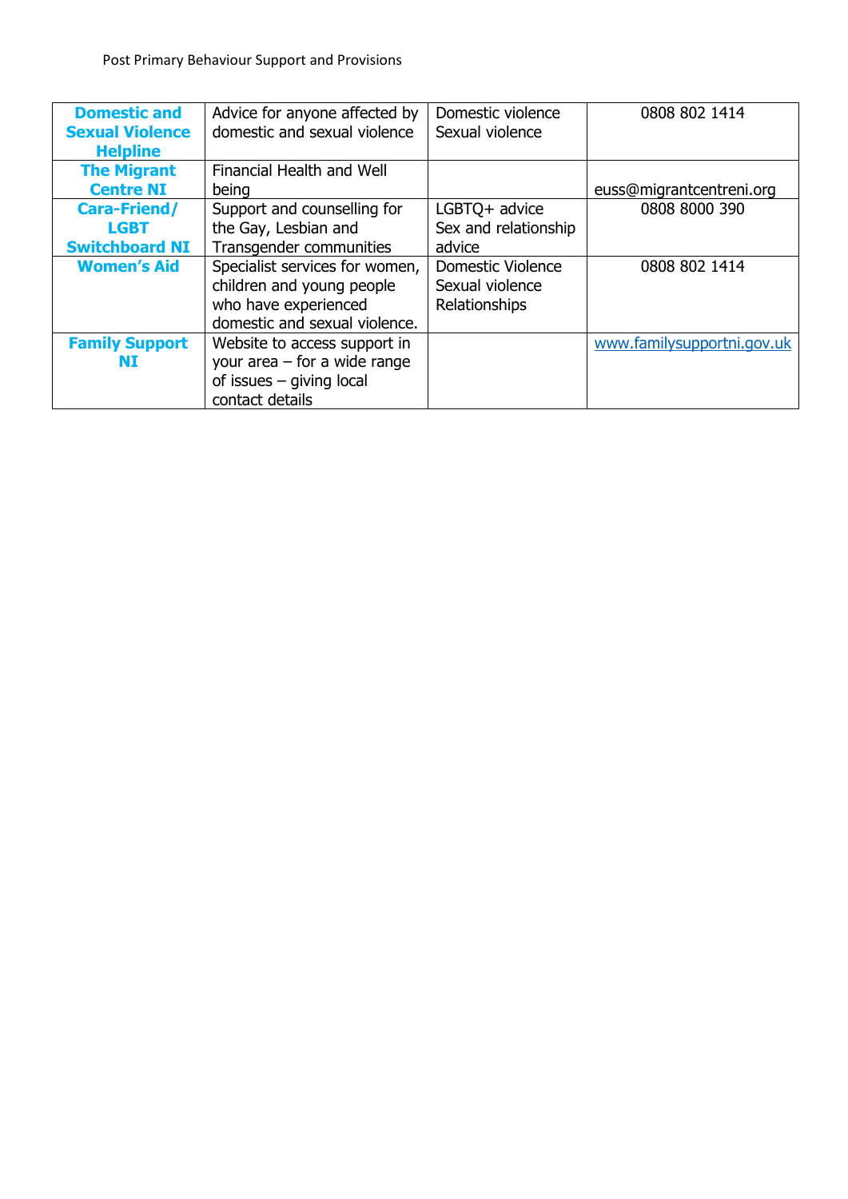| | | | |
|---|---|---|---|
| **Domestic and Sexual Violence Helpline** | Advice for anyone affected by domestic and sexual violence | Domestic violence<br>Sexual violence | 0808 802 1414 |
| **The Migrant Centre NI** | Financial Health and Well being | | euss@migrantcentreni.org |
| **Cara-Friend/ LGBT Switchboard NI** | Support and counselling for the Gay, Lesbian and Transgender communities | LGBTQ+ advice<br>Sex and relationship advice | 0808 8000 390 |
| **Women's Aid** | Specialist services for women, children and young people who have experienced domestic and sexual violence. | Domestic Violence<br>Sexual violence<br>Relationships | 0808 802 1414 |
| **Family Support NI** | Website to access support in your area – for a wide range of issues – giving local contact details | | www.familysupportni.gov.uk |